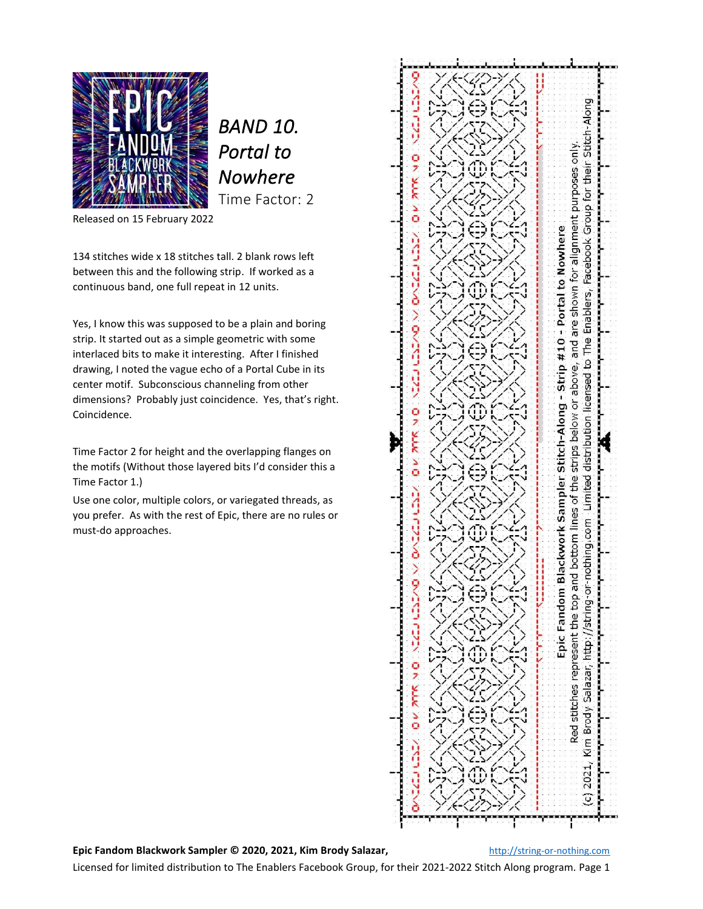# *BAND 10. Portal to Nowhere*

Time Factor: 2

Released on 15 February 2022

134 stitches wide x 18 stitches tall. 2 blank rows left between this and the following strip. If worked as a continuous band, one full repeat in 12 units.

Yes, I know this was supposed to be a plain and boring strip. It started out as a simple geometric with some interlaced bits to make it interesting. After I finished drawing, I noted the vague echo of a Portal Cube in its center motif. Subconscious channeling from other dimensions? Probably just coincidence. Yes, that's right. Coincidence.

Time Factor 2 for height and the overlapping flanges on the motifs (Without those layered bits I'd consider this a Time Factor 1.)

Use one color, multiple colors, or variegated threads, as you prefer. As with the rest of Epic, there are no rules or must-do approaches.

**Epic Fandom Blackwork Sampler Stitch-Along - Strip #10 - Portal to Nowhere**

Red stitches represent the top and bottom lines of the strips below or above, and are shown for alignment purposes only.

(c) 2021, Kim Brody Salazar, http://string-or-nothing.com Limited distribution licensed to The Enablers, Facebook Group for their Stitch-Along

**Epic Fandom Blackwork Sampler © 2020, 2021, Kim Brody Salazar,** http://string-or-nothing.com

Licensed for limited distribution to The Enablers Facebook Group, for their 2021-2022 Stitch Along program.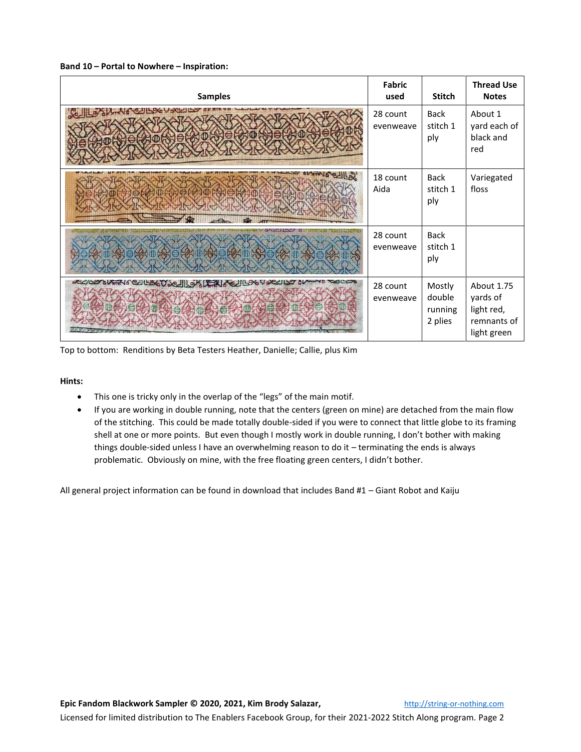**Band 10 – Portal to Nowhere – Inspiration:**

| Samples | Fabric used | Stitch | Thread Use Notes |
|---|---|---|---|
| | 28 count evenweave | Back stitch 1 ply | About 1 yard each of black and red |
| | 18 count Aida | Back stitch 1 ply | Variegated floss |
| | 28 count evenweave | Back stitch 1 ply | |
| | 28 count evenweave | Mostly double running 2 plies | About 1.75 yards of light red, remnants of light green |

Top to bottom: Renditions by Beta Testers Heather, Danielle; Callie, plus Kim

**Hints:**

- This one is tricky only in the overlap of the "legs" of the main motif.
- If you are working in double running, note that the centers (green on mine) are detached from the main flow of the stitching. This could be made totally double-sided if you were to connect that little globe to its framing shell at one or more points. But even though I mostly work in double running, I don't bother with making things double-sided unless I have an overwhelming reason to do it – terminating the ends is always problematic. Obviously on mine, with the free floating green centers, I didn't bother.

All general project information can be found in download that includes Band #1 – Giant Robot and Kaiju

**Epic Fandom Blackwork Sampler © 2020, 2021, Kim Brody Salazar,** http://string-or-nothing.com
Licensed for limited distribution to The Enablers Facebook Group, for their 2021-2022 Stitch Along program.